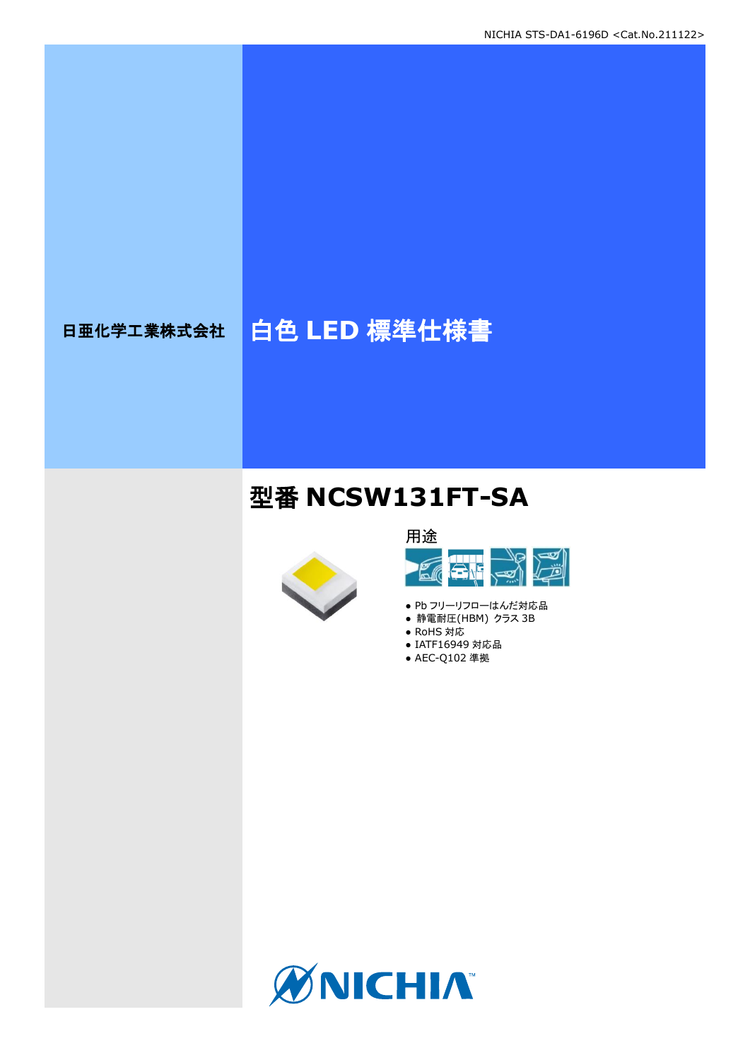NICHIA STS-DA1-6196D <Cat.No.211122>

日亜化学工業株式会社

# 白色 LED 標準仕様書

## 型番 NCSW131FT-SA

用途

- Pb フリーリフローはんだ対応品
- 静電耐圧(HBM) クラス 3B
- RoHS 対応
- IATF16949 対応品
- AEC-Q102 準拠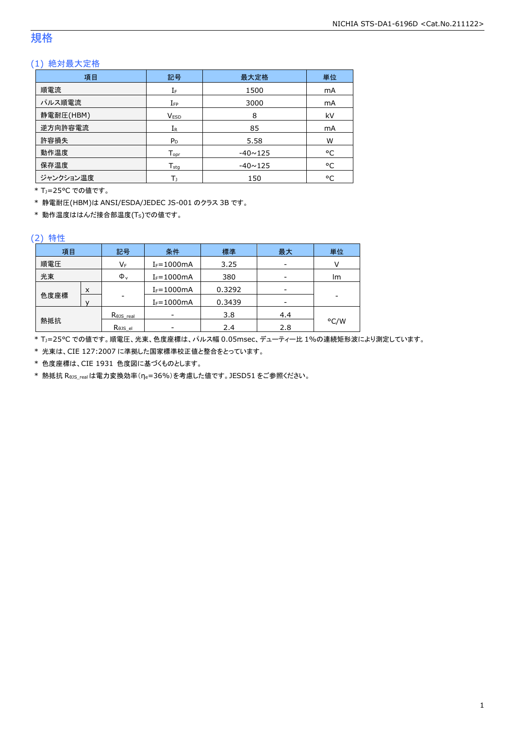# 規格

## (1) 絶対最大定格

| 項目 | 記号 | 最大定格 | 単位 |
|---|---|---|---|
| 順電流 | $I_F$ | 1500 | mA |
| パルス順電流 | $I_{FP}$ | 3000 | mA |
| 静電耐圧(HBM) | $V_{ESD}$ | 8 | kV |
| 逆方向許容電流 | $I_R$ | 85 | mA |
| 許容損失 | $P_D$ | 5.58 | W |
| 動作温度 | $T_{opr}$ | -40~125 | °C |
| 保存温度 | $T_{stg}$ | -40~125 | °C |
| ジャンクション温度 | $T_J$ | 150 | °C |

* $T_J$=25°C での値です。
* 静電耐圧(HBM)は ANSI/ESDA/JEDEC JS-001 のクラス 3B です。
* 動作温度ははんだ接合部温度($T_S$)での値です。

## (2) 特性

| 項目 | | 記号 | 条件 | 標準 | 最大 | 単位 |
|---|---|---|---|---|---|---|
| 順電圧 | | $V_F$ | $I_F$=1000mA | 3.25 | - | V |
| 光束 | | $\Phi_v$ | $I_F$=1000mA | 380 | - | lm |
| 色度座標 | x | - | $I_F$=1000mA | 0.3292 | - | - |
| | y | | $I_F$=1000mA | 0.3439 | - | |
| 熱抵抗 | | $R_{\theta JS\_real}$ | - | 3.8 | 4.4 | °C/W |
| | | $R_{\theta JS\_el}$ | - | 2.4 | 2.8 | |

* $T_J$=25°C での値です。順電圧、光束、色度座標は、パルス幅 0.05msec、デューティー比 1%の連続矩形波により測定しています。
* 光束は、CIE 127:2007 に準拠した国家標準校正値と整合をとっています。
* 色度座標は、CIE 1931 色度図に基づくものとします。
* 熱抵抗 $R_{\theta JS\_real}$ は電力変換効率($\eta_e$=36%)を考慮した値です。JESD51 をご参照ください。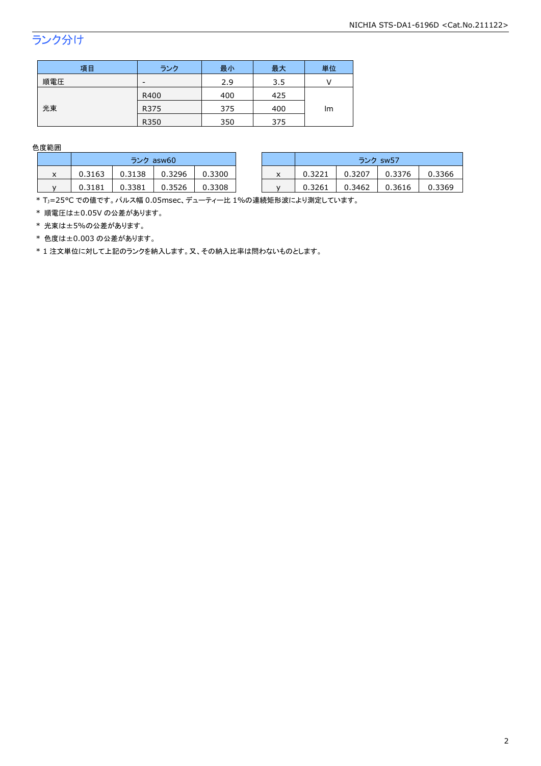## ランク分け

| 項目 | ランク | 最小 | 最大 | 単位 |
|---|---|---|---|---|
| 順電圧 | - | 2.9 | 3.5 | V |
| 光束 | R400 | 400 | 425 | lm |
| | R375 | 375 | 400 | |
| | R350 | 350 | 375 | |

色度範囲

| | ランク asw60 | | | |
|---|---|---|---|---|
| x | 0.3163 | 0.3138 | 0.3296 | 0.3300 |
| y | 0.3181 | 0.3381 | 0.3526 | 0.3308 |

| | ランク sw57 | | | |
|---|---|---|---|---|
| x | 0.3221 | 0.3207 | 0.3376 | 0.3366 |
| y | 0.3261 | 0.3462 | 0.3616 | 0.3369 |

* $T_J$=25°C での値です。パルス幅 0.05msec、デューティー比 1%の連続矩形波により測定しています。
* 順電圧は±0.05V の公差があります。
* 光束は±5%の公差があります。
* 色度は±0.003 の公差があります。
* 1 注文単位に対して上記のランクを納入します。又、その納入比率は問わないものとします。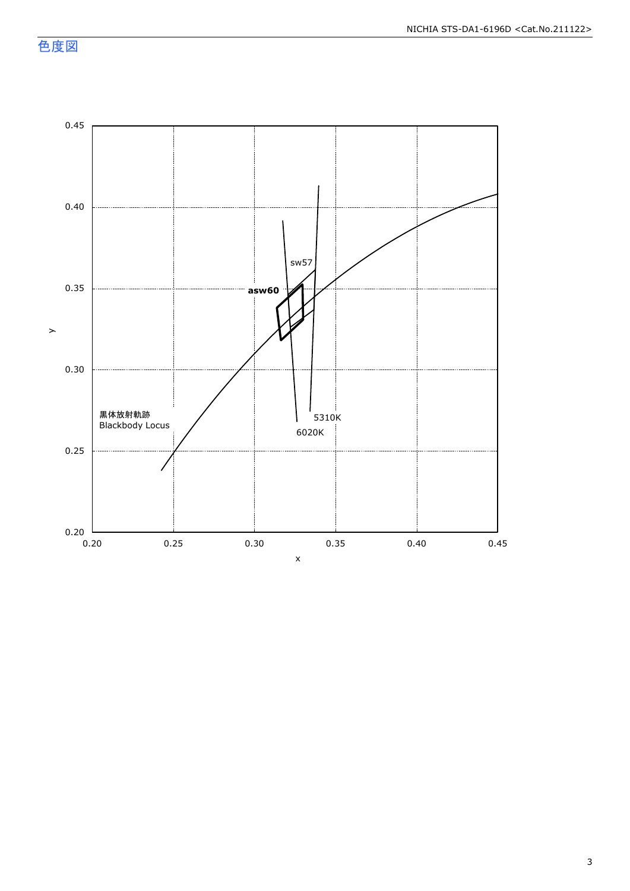## 色度図

黒体放射軌跡
Blackbody Locus

sw57

asw60

5310K

6020K

y

x

0.45
0.40
0.35
0.30
0.25
0.20

0.20
0.25
0.30
0.35
0.40
0.45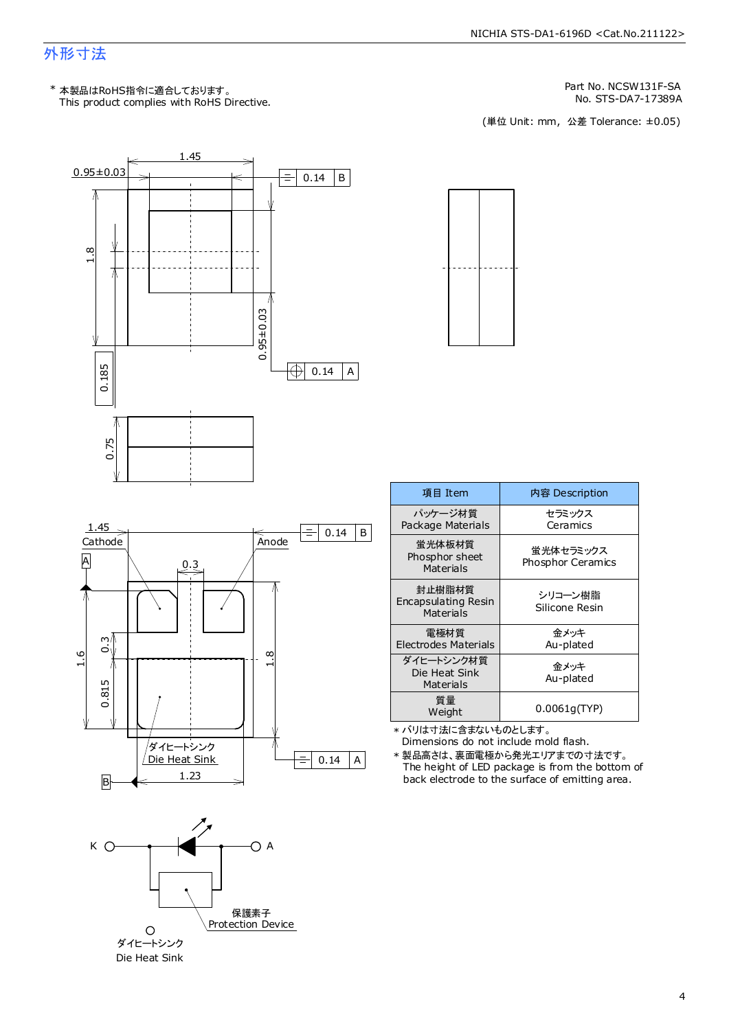# 外形寸法

\* 本製品はRoHS指令に適合しております。
This product complies with RoHS Directive.

Part No. NCSW131F-SA
No. STS-DA7-17389A

(単位 Unit: mm, 公差 Tolerance: ±0.05)

1.45
0.95±0.03
0.14 B
1.8
0.95±0.03
0.14 A
0.185
0.75

1.45
Cathode
Anode
0.14 B
A
0.3
0.3
1.6
1.8
0.815
ダイヒートシンク
Die Heat Sink
0.14 A
B
1.23

K
A
保護素子
Protection Device
ダイヒートシンク
Die Heat Sink

| 項目 Item | 内容 Description |
|---|---|
| パッケージ材質<br>Package Materials | セラミックス<br>Ceramics |
| 蛍光体板材質<br>Phosphor sheet Materials | 蛍光体セラミックス<br>Phosphor Ceramics |
| 封止樹脂材質<br>Encapsulating Resin Materials | シリコーン樹脂<br>Silicone Resin |
| 電極材質<br>Electrodes Materials | 金メッキ<br>Au-plated |
| ダイヒートシンク材質<br>Die Heat Sink Materials | 金メッキ<br>Au-plated |
| 質量<br>Weight | 0.0061g(TYP) |

\* バリは寸法に含まないものとします。
Dimensions do not include mold flash.

\* 製品高さは、裏面電極から発光エリアまでの寸法です。
The height of LED package is from the bottom of back electrode to the surface of emitting area.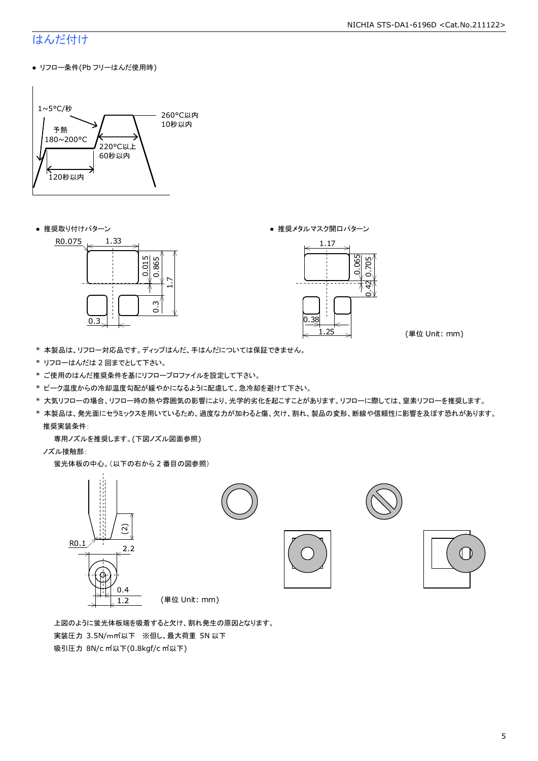# はんだ付け

- リフロー条件(Pb フリーはんだ使用時)

1~5°C/秒
予熱
180~200°C
120秒以内
220°C以上
60秒以内
260°C以内
10秒以内

- 推奨取り付けパターン

R0.075
1.33
0.015
0.865
1.7
0.3
0.3

- 推奨メタルマスク開口パターン

1.17
0.065
0.705
0.42
0.38
1.25

(単位 Unit: mm)

* 本製品は、リフロー対応品です。ディップはんだ、手はんだについては保証できません。
* リフローはんだは 2 回までとして下さい。
* ご使用のはんだ推奨条件を基にリフロープロファイルを設定して下さい。
* ピーク温度からの冷却温度勾配が緩やかになるように配慮して、急冷却を避けて下さい。
* 大気リフローの場合、リフロー時の熱や雰囲気の影響により、光学的劣化を起こすことがあります。リフローに際しては、窒素リフローを推奨します。
* 本製品は、発光面にセラミックスを用いているため、過度な力が加わると傷、欠け、割れ、製品の変形、断線や信頼性に影響を及ぼす恐れがあります。

推奨実装条件:

専用ノズルを推奨します。(下図ノズル図面参照)

ノズル接触部:

蛍光体板の中心。(以下の右から 2 番目の図参照)

(2)
R0.1
2.2
0.4
1.2

(単位 Unit: mm)

上図のように蛍光体板端を吸着すると欠け、割れ発生の原因となります。

実装圧力 3.5N/mm²以下 ※但し、最大荷重 5N 以下

吸引圧力 8N/cm²以下(0.8kgf/cm²以下)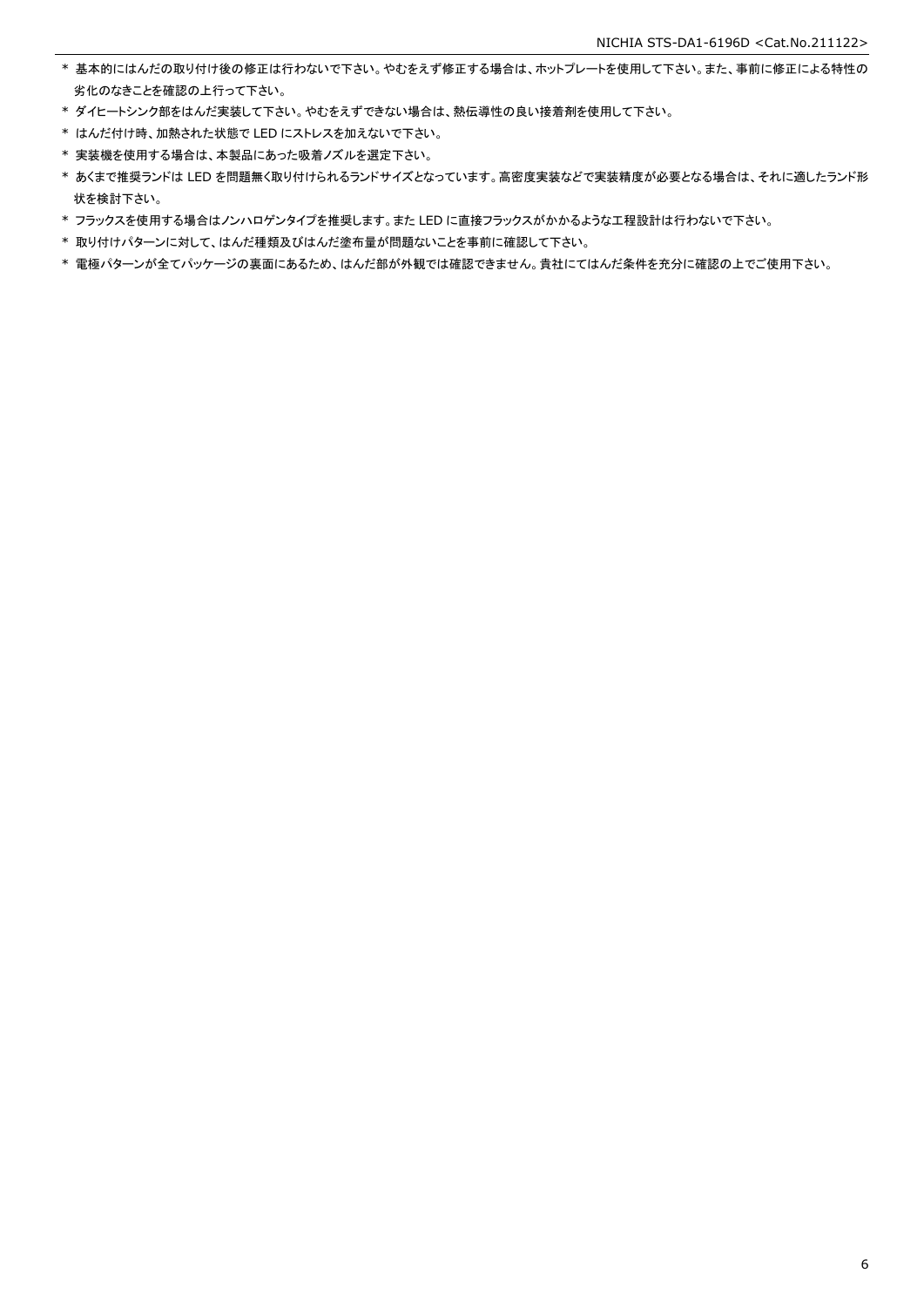* 基本的にはんだの取り付け後の修正は行わないで下さい。やむをえず修正する場合は、ホットプレートを使用して下さい。また、事前に修正による特性の劣化のなきことを確認の上行って下さい。
* ダイヒートシンク部をはんだ実装して下さい。やむをえずできない場合は、熱伝導性の良い接着剤を使用して下さい。
* はんだ付け時、加熱された状態で LED にストレスを加えないで下さい。
* 実装機を使用する場合は、本製品にあった吸着ノズルを選定下さい。
* あくまで推奨ランドは LED を問題無く取り付けられるランドサイズとなっています。高密度実装などで実装精度が必要となる場合は、それに適したランド形状を検討下さい。
* フラックスを使用する場合はノンハロゲンタイプを推奨します。また LED に直接フラックスがかかるような工程設計は行わないで下さい。
* 取り付けパターンに対して、はんだ種類及びはんだ塗布量が問題ないことを事前に確認して下さい。
* 電極パターンが全てパッケージの裏面にあるため、はんだ部が外観では確認できません。貴社にてはんだ条件を充分に確認の上でご使用下さい。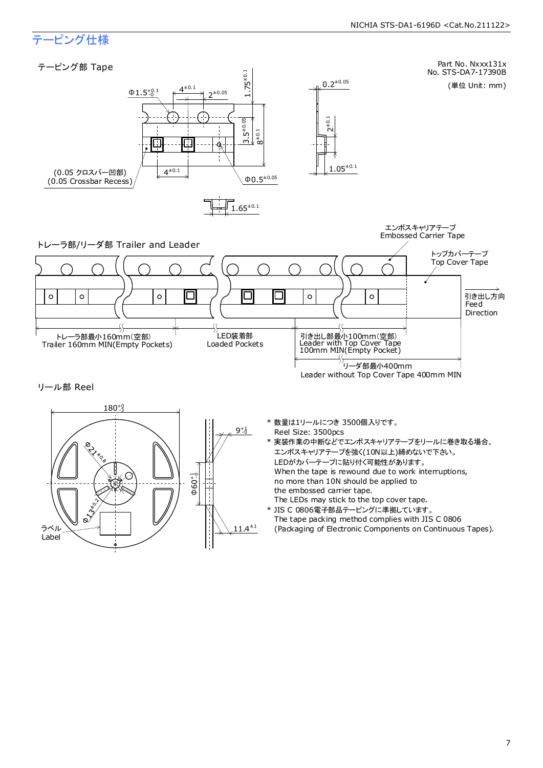# テーピング仕様

## テーピング部 Tape

Part No. Nxxx131x
No. STS-DA7-17390B

(単位 Unit: mm)

Φ1.5 $^{+0.1}_{-0}$　4 $^{\pm0.1}$　2 $^{\pm0.05}$　1.75 $^{\pm0.1}$　3.5 $^{\pm0.05}$　8 $^{\pm0.1}$　0.2 $^{\pm0.05}$　2 $^{\pm0.1}$　1.05 $^{\pm0.1}$　4 $^{\pm0.1}$　Φ0.5 $^{\pm0.05}$　1.65 $^{\pm0.1}$

(0.05 クロスバー凹部)
(0.05 Crossbar Recess)

## トレーラ部/リーダ部 Trailer and Leader

エンボスキャリアテープ
Embossed Carrier Tape

トップカバーテープ
Top Cover Tape

引き出し方向
Feed
Direction

トレーラ部最小160mm(空部)
Trailer 160mm MIN(Empty Pockets)

LED装着部
Loaded Pockets

引き出し部最小100mm(空部)
Leader with Top Cover Tape
100mm MIN(Empty Pocket)

リーダ部最小400mm
Leader without Top Cover Tape 400mm MIN

## リール部 Reel

180 $^{+0}_{-3}$　Φ21 $^{\pm0.8}$　Φ13 $^{\pm0.2}$　Φ60 $^{+1}_{-0}$　9 $^{+1}_{-0}$　11.4 $^{\pm1}$

ラベル
Label

* 数量は1リールにつき 3500個入りです。
  Reel Size: 3500pcs
* 実装作業の中断などでエンボスキャリアテープをリールに巻き取る場合、
  エンボスキャリアテープを強く(10N以上)締めないで下さい。
  LEDがカバーテープに貼り付く可能性があります。
  When the tape is rewound due to work interruptions,
  no more than 10N should be applied to
  the embossed carrier tape.
  The LEDs may stick to the top cover tape.
* JIS C 0806電子部品テーピングに準拠しています。
  The tape packing method complies with JIS C 0806
  (Packaging of Electronic Components on Continuous Tapes).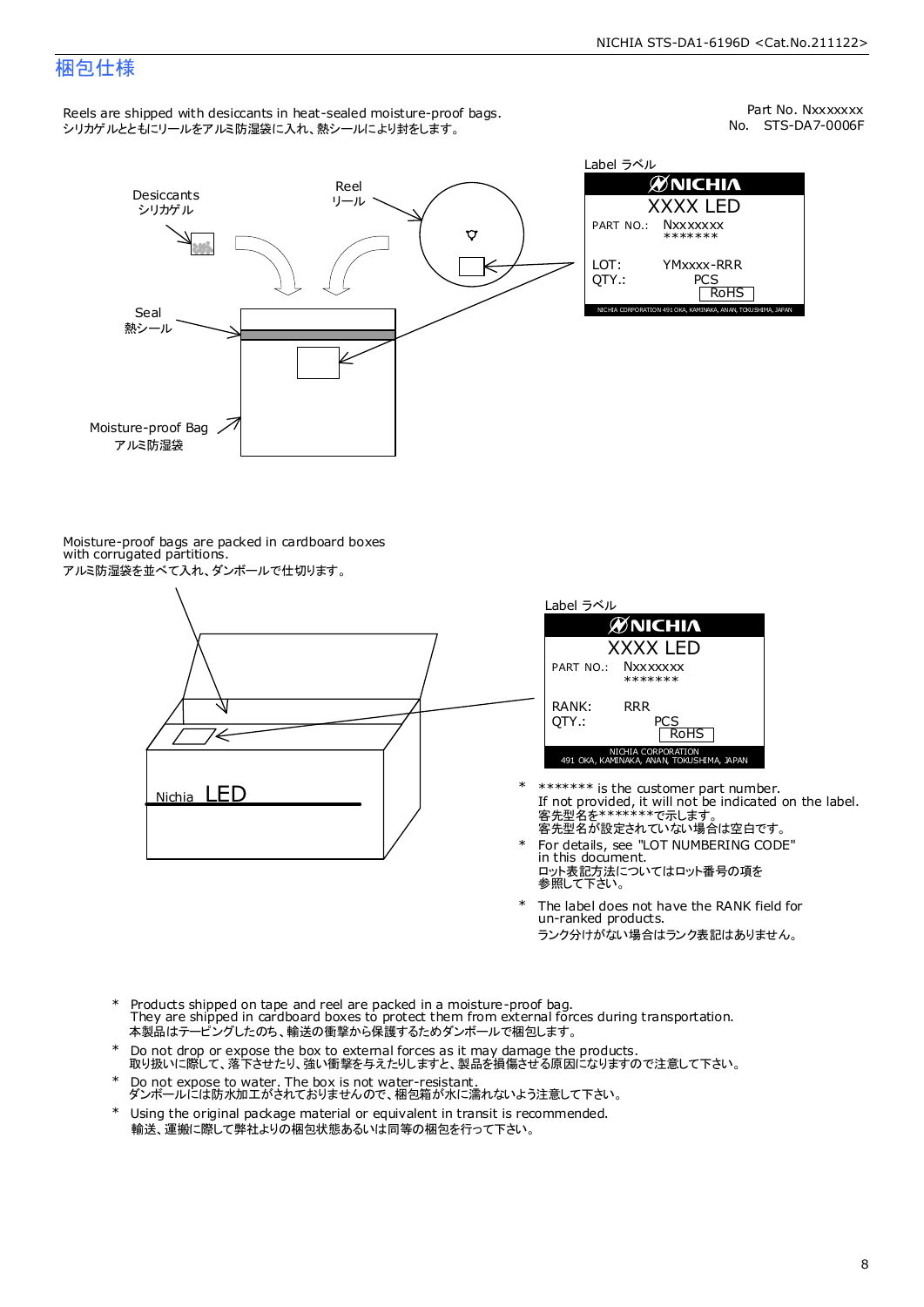# 梱包仕様

Reels are shipped with desiccants in heat-sealed moisture-proof bags.
シリカゲルとともにリールをアルミ防湿袋に入れ、熱シールにより封をします。

Part No. Nxxxxxxx
No. STS-DA7-0006F

Desiccants
シリカゲル

Reel
リール

Seal
熱シール

Moisture-proof Bag
アルミ防湿袋

Label ラベル

NICHIA
XXXX LED
PART NO.: Nxxxxxxx
*******
LOT: YMxxxx-RRR
QTY.: PCS
RoHS
NICHIA CORPORATION 491 OKA, KAMINAKA, ANAN, TOKUSHIMA, JAPAN

Moisture-proof bags are packed in cardboard boxes with corrugated partitions.
アルミ防湿袋を並べて入れ、ダンボールで仕切ります。

Nichia LED

Label ラベル

NICHIA
XXXX LED
PART NO.: Nxxxxxxx
*******
RANK: RRR
QTY.: PCS
RoHS
NICHIA CORPORATION
491 OKA, KAMINAKA, ANAN, TOKUSHIMA, JAPAN

- ******* is the customer part number.
  If not provided, it will not be indicated on the label.
  客先型名を*******で示します。
  客先型名が設定されていない場合は空白です。
- For details, see "LOT NUMBERING CODE" in this document.
  ロット表記方法についてはロット番号の項を参照して下さい。
- The label does not have the RANK field for un-ranked products.
  ランク分けがない場合はランク表記はありません。

- Products shipped on tape and reel are packed in a moisture-proof bag.
  They are shipped in cardboard boxes to protect them from external forces during transportation.
  本製品はテーピングしたのち、輸送の衝撃から保護するためダンボールで梱包します。
- Do not drop or expose the box to external forces as it may damage the products.
  取り扱いに際して、落下させたり、強い衝撃を与えたりしますと、製品を損傷させる原因になりますので注意して下さい。
- Do not expose to water. The box is not water-resistant.
  ダンボールには防水加工がされておりませんので、梱包箱が水に濡れないよう注意して下さい。
- Using the original package material or equivalent in transit is recommended.
  輸送、運搬に際して弊社よりの梱包状態あるいは同等の梱包を行って下さい。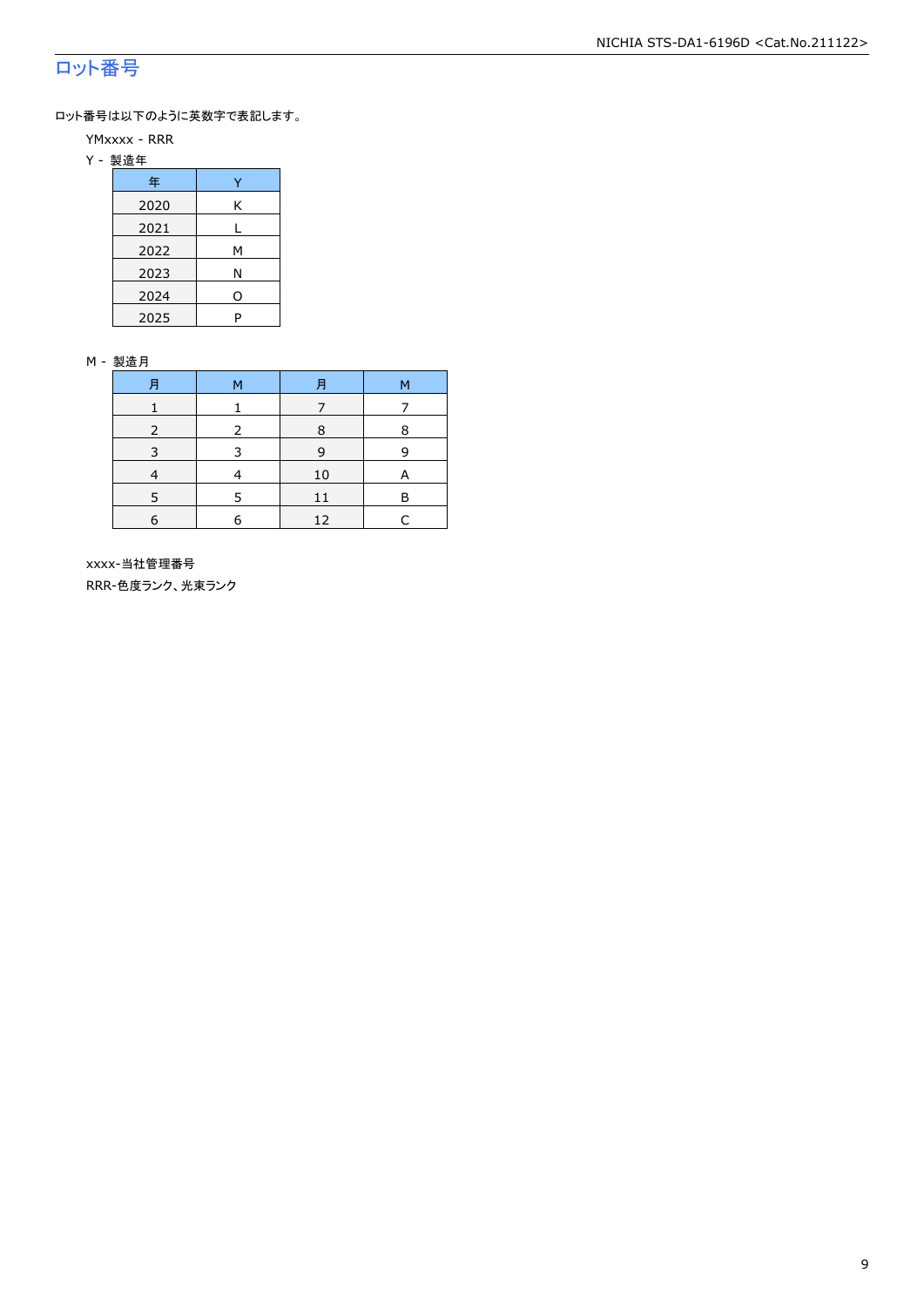# ロット番号

ロット番号は以下のように英数字で表記します。

YMxxxx - RRR

Y - 製造年

| 年 | Y |
|---|---|
| 2020 | K |
| 2021 | L |
| 2022 | M |
| 2023 | N |
| 2024 | O |
| 2025 | P |

M - 製造月

| 月 | M | 月 | M |
|---|---|---|---|
| 1 | 1 | 7 | 7 |
| 2 | 2 | 8 | 8 |
| 3 | 3 | 9 | 9 |
| 4 | 4 | 10 | A |
| 5 | 5 | 11 | B |
| 6 | 6 | 12 | C |

xxxx-当社管理番号

RRR-色度ランク、光束ランク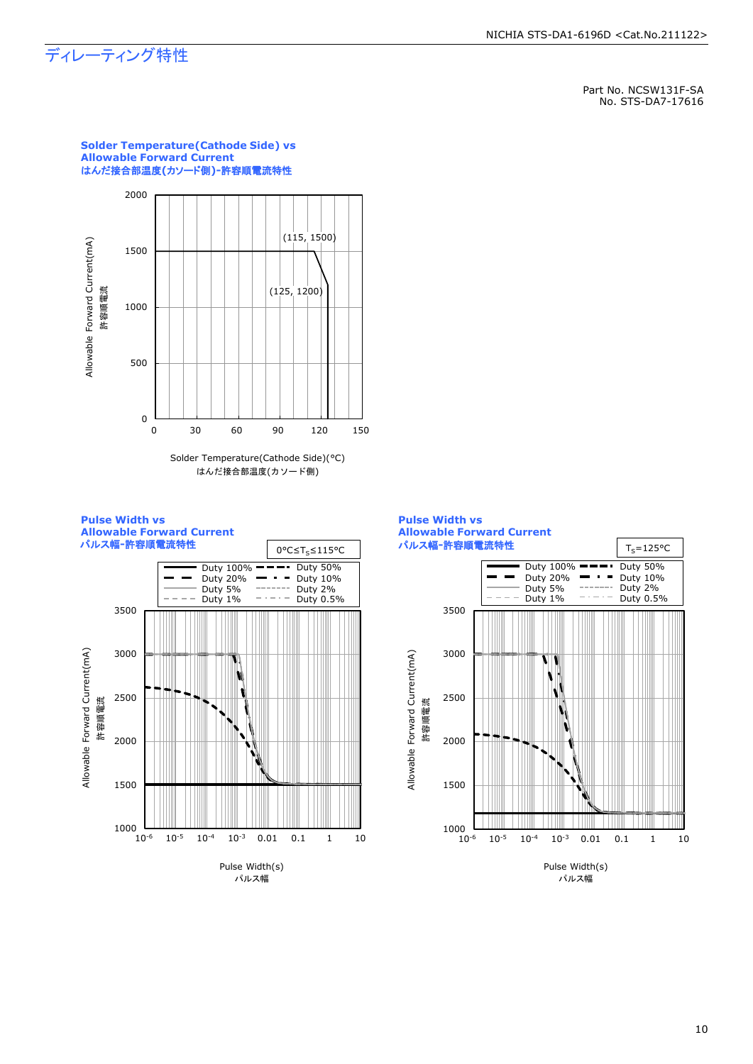# ディレーティング特性

Part No. NCSW131F-SA
No. STS-DA7-17616

**Solder Temperature(Cathode Side) vs Allowable Forward Current**
**はんだ接合部温度(カソード側)-許容順電流特性**

Allowable Forward Current(mA)
許容順電流

(115, 1500)
(125, 1200)

Solder Temperature(Cathode Side)(°C)
はんだ接合部温度(カソード側)

**Pulse Width vs Allowable Forward Current**
**パルス幅-許容順電流特性**

0°C≤$T_S$≤115°C

Duty 100% / Duty 50% / Duty 20% / Duty 10% / Duty 5% / Duty 2% / Duty 1% / Duty 0.5%

Allowable Forward Current(mA)
許容順電流

Pulse Width(s)
パルス幅

**Pulse Width vs Allowable Forward Current**
**パルス幅-許容順電流特性**

$T_S$=125°C

Duty 100% / Duty 50% / Duty 20% / Duty 10% / Duty 5% / Duty 2% / Duty 1% / Duty 0.5%

Allowable Forward Current(mA)
許容順電流

Pulse Width(s)
パルス幅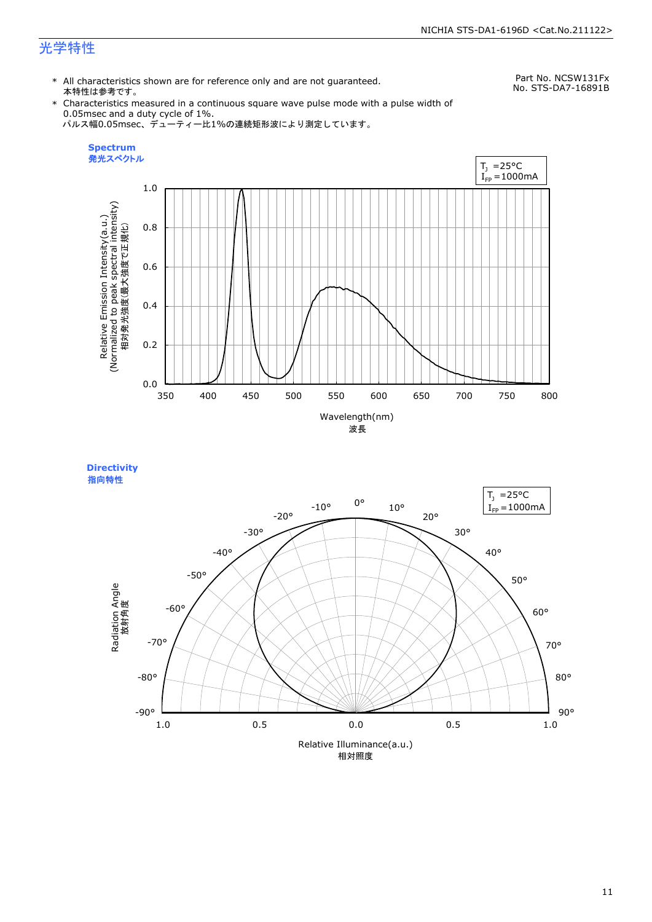# 光学特性

Part No. NCSW131Fx
No. STS-DA7-16891B

* All characteristics shown are for reference only and are not guaranteed.
  本特性は参考です。
* Characteristics measured in a continuous square wave pulse mode with a pulse width of 0.05msec and a duty cycle of 1%.
  パルス幅0.05msec、デューティー比1%の連続矩形波により測定しています。

**Spectrum**
**発光スペクトル**

$T_J$ =25°C
$I_{FP}$ =1000mA

Relative Emission Intensity(a.u.)
(Normalized to peak spectral intensity)
相対発光強度(最大強度で正規化)

Wavelength(nm)
波長

**Directivity**
**指向特性**

$T_J$ =25°C
$I_{FP}$ =1000mA

Radiation Angle
放射角度

Relative Illuminance(a.u.)
相対照度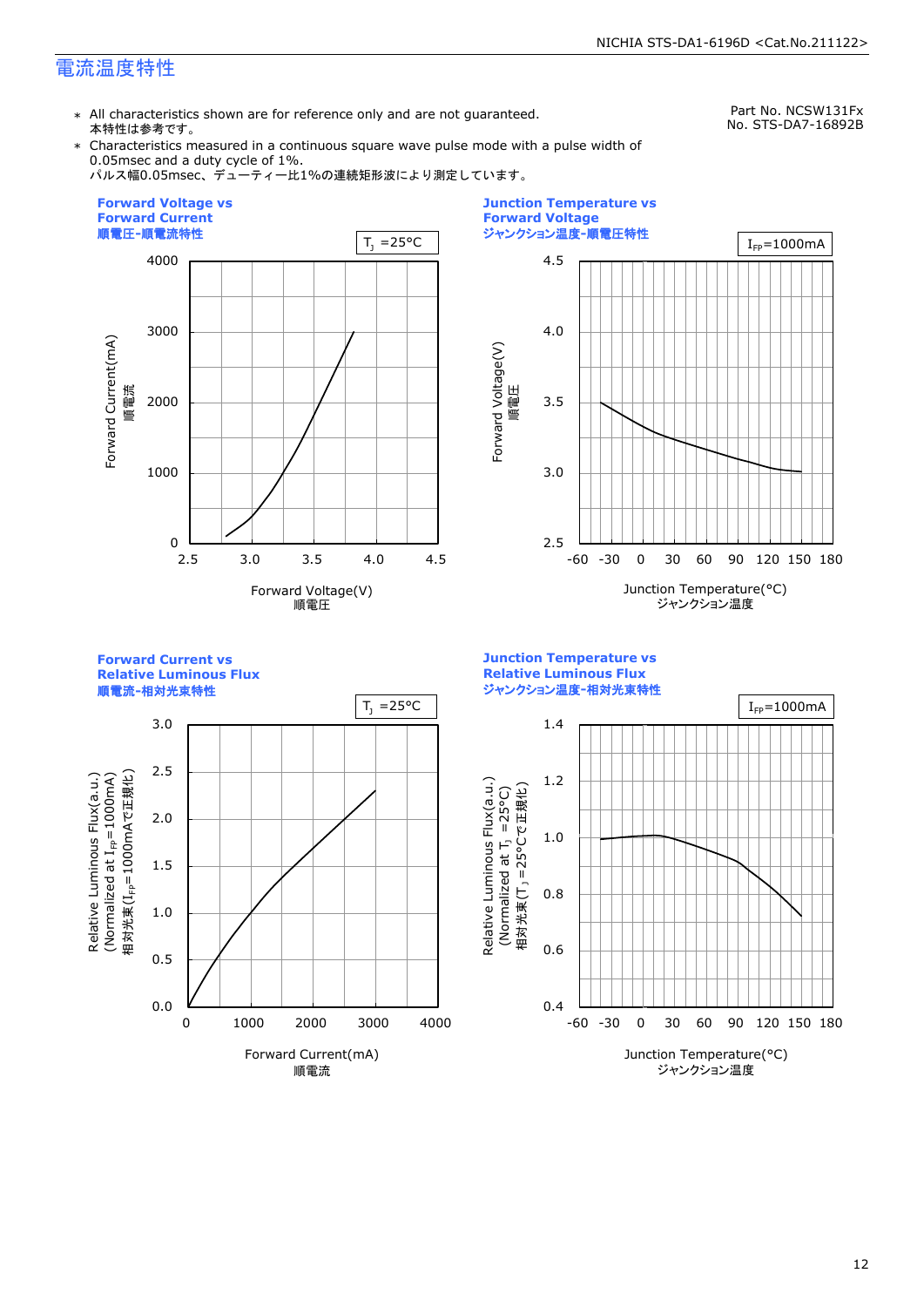# 電流温度特性

Part No. NCSW131Fx
No. STS-DA7-16892B

- \* All characteristics shown are for reference only and are not guaranteed.
  本特性は参考です。
- \* Characteristics measured in a continuous square wave pulse mode with a pulse width of 0.05msec and a duty cycle of 1%.
  パルス幅0.05msec、デューティー比1%の連続矩形波により測定しています。

**Forward Voltage vs Forward Current**
**順電圧-順電流特性**

$T_J$ =25°C

Forward Current(mA) 順電流
Forward Voltage(V) 順電圧

**Junction Temperature vs Forward Voltage**
**ジャンクション温度-順電圧特性**

$I_{FP}$=1000mA

Forward Voltage(V) 順電圧
Junction Temperature(°C) ジャンクション温度

**Forward Current vs Relative Luminous Flux**
**順電流-相対光束特性**

$T_J$ =25°C

Relative Luminous Flux(a.u.) (Normalized at $I_{FP}$=1000mA) 相対光束($I_{FP}$=1000mAで正規化)
Forward Current(mA) 順電流

**Junction Temperature vs Relative Luminous Flux**
**ジャンクション温度-相対光束特性**

$I_{FP}$=1000mA

Relative Luminous Flux(a.u.) (Normalized at $T_J$ =25°C) 相対光束($T_J$ =25°Cで正規化)
Junction Temperature(°C) ジャンクション温度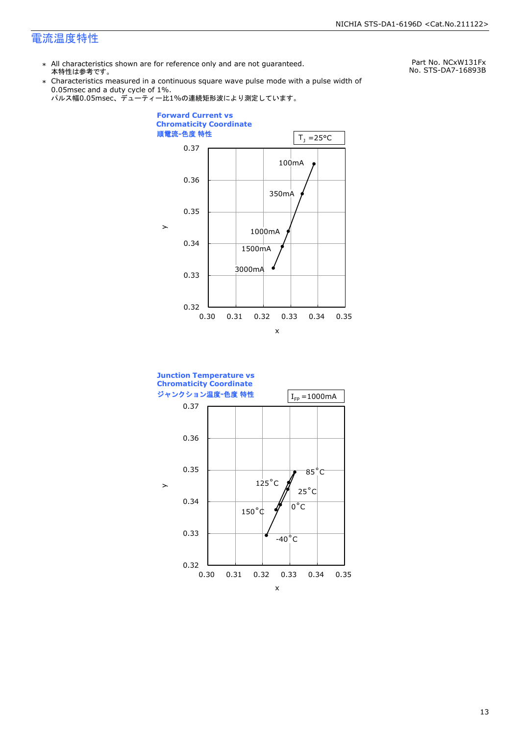# 電流温度特性

Part No. NCxW131Fx
No. STS-DA7-16893B

- ＊ All characteristics shown are for reference only and are not guaranteed.
  本特性は参考です。
- ＊ Characteristics measured in a continuous square wave pulse mode with a pulse width of 0.05msec and a duty cycle of 1%.
  パルス幅0.05msec、デューティー比1%の連続矩形波により測定しています。

**Forward Current vs Chromaticity Coordinate**
**順電流-色度 特性**

$T_J$ =25°C

| Forward Current | x (approx.) | y (approx.) |
|---|---|---|
| 100mA | 0.338 | 0.365 |
| 350mA | 0.334 | 0.356 |
| 1000mA | 0.329 | 0.344 |
| 1500mA | 0.327 | 0.339 |
| 3000mA | 0.324 | 0.332 |

**Junction Temperature vs Chromaticity Coordinate**
**ジャンクション温度-色度 特性**

$I_{FP}$ =1000mA

| Junction Temperature | x (approx.) | y (approx.) |
|---|---|---|
| -40°C | 0.322 | 0.330 |
| 0°C | 0.327 | 0.339 |
| 25°C | 0.329 | 0.344 |
| 85°C | 0.332 | 0.349 |
| 125°C | 0.330 | 0.346 |
| 150°C | 0.325 | 0.338 |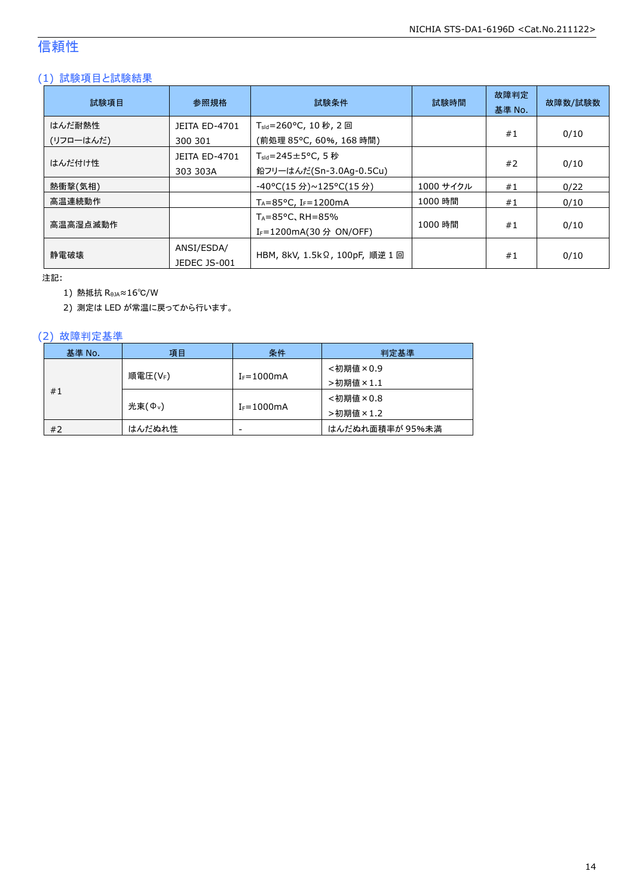# 信頼性

## (1) 試験項目と試験結果

| 試験項目 | 参照規格 | 試験条件 | 試験時間 | 故障判定基準 No. | 故障数/試験数 |
|---|---|---|---|---|---|
| はんだ耐熱性(リフローはんだ) | JEITA ED-4701 300 301 | $T_{sld}$=260°C, 10 秒, 2 回(前処理 85°C, 60%, 168 時間) | | #1 | 0/10 |
| はんだ付け性 | JEITA ED-4701 303 303A | $T_{sld}$=245±5°C, 5 秒 鉛フリーはんだ(Sn-3.0Ag-0.5Cu) | | #2 | 0/10 |
| 熱衝撃(気相) | | -40°C(15 分)~125°C(15 分) | 1000 サイクル | #1 | 0/22 |
| 高温連続動作 | | $T_A$=85°C, $I_F$=1200mA | 1000 時間 | #1 | 0/10 |
| 高温高湿点滅動作 | | $T_A$=85°C、RH=85% $I_F$=1200mA(30 分 ON/OFF) | 1000 時間 | #1 | 0/10 |
| 静電破壊 | ANSI/ESDA/ JEDEC JS-001 | HBM, 8kV, 1.5kΩ, 100pF, 順逆 1 回 | | #1 | 0/10 |

注記:

1) 熱抵抗 $R_{\theta JA}$≈16℃/W
2) 測定は LED が常温に戻ってから行います。

## (2) 故障判定基準

| 基準 No. | 項目 | 条件 | 判定基準 |
|---|---|---|---|
| #1 | 順電圧($V_F$) | $I_F$=1000mA | <初期値×0.9 >初期値×1.1 |
| | 光束($\Phi_V$) | $I_F$=1000mA | <初期値×0.8 >初期値×1.2 |
| #2 | はんだぬれ性 | - | はんだぬれ面積率が 95%未満 |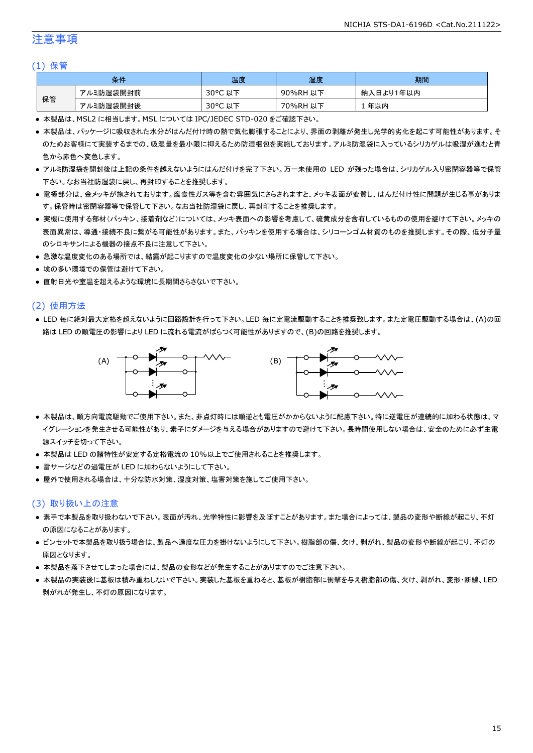# 注意事項

## (1) 保管

| 条件 | | 温度 | 湿度 | 期間 |
|---|---|---|---|---|
| 保管 | アルミ防湿袋開封前 | 30°C 以下 | 90%RH 以下 | 納入日より1年以内 |
| | アルミ防湿袋開封後 | 30°C 以下 | 70%RH 以下 | 1 年以内 |

- 本製品は、MSL2 に相当します。MSL については IPC/JEDEC STD-020 をご確認下さい。
- 本製品は、パッケージに吸収された水分がはんだ付け時の熱で気化膨張することにより、界面の剥離が発生し光学的劣化を起こす可能性があります。そのためお客様にて実装するまでの、吸湿量を最小限に抑えるため防湿梱包を実施しております。アルミ防湿袋に入っているシリカゲルは吸湿が進むと青色から赤色へ変色します。
- アルミ防湿袋を開封後は上記の条件を越えないようにはんだ付けを完了下さい。万一未使用の LED が残った場合は、シリカゲル入り密閉容器等で保管下さい。なお当社防湿袋に戻し、再封印することを推奨します。
- 電極部分は、金メッキが施されております。腐食性ガス等を含む雰囲気にさらされますと、メッキ表面が変質し、はんだ付け性に問題が生じる事があります。保管時は密閉容器等で保管して下さい。なお当社防湿袋に戻し、再封印することを推奨します。
- 実機に使用する部材（パッキン、接着剤など）については、メッキ表面への影響を考慮して、硫黄成分を含有しているものの使用を避けて下さい。メッキの表面異常は、導通・接続不良に繋がる可能性があります。また、パッキンを使用する場合は、シリコーンゴム材質のものを推奨します。その際、低分子量のシロキサンによる機器の接点不良に注意して下さい。
- 急激な温度変化のある場所では、結露が起こりますので温度変化の少ない場所に保管して下さい。
- 埃の多い環境での保管は避けて下さい。
- 直射日光や室温を超えるような環境に長期間さらさないで下さい。

## (2) 使用方法

- LED 毎に絶対最大定格を超えないように回路設計を行って下さい。LED 毎に定電流駆動することを推奨致します。また定電圧駆動する場合は、(A)の回路は LED の順電圧の影響により LED に流れる電流がばらつく可能性がありますので、(B)の回路を推奨します。

(A)　　　　(B)

- 本製品は、順方向電流駆動でご使用下さい。また、非点灯時には順逆とも電圧がかからないように配慮下さい。特に逆電圧が連続的に加わる状態は、マイグレーションを発生させる可能性があり、素子にダメージを与える場合がありますので避けて下さい。長時間使用しない場合は、安全のために必ず主電源スイッチを切って下さい。
- 本製品は LED の諸特性が安定する定格電流の 10%以上でご使用されることを推奨します。
- 雷サージなどの過電圧が LED に加わらないようにして下さい。
- 屋外で使用される場合は、十分な防水対策、湿度対策、塩害対策を施してご使用下さい。

## (3) 取り扱い上の注意

- 素手で本製品を取り扱わないで下さい。表面が汚れ、光学特性に影響を及ぼすことがあります。また場合によっては、製品の変形や断線が起こり、不灯の原因になることがあります。
- ピンセットで本製品を取り扱う場合は、製品へ過度な圧力を掛けないようにして下さい。樹脂部の傷、欠け、剥がれ、製品の変形や断線が起こり、不灯の原因となります。
- 本製品を落下させてしまった場合には、製品の変形などが発生することがありますのでご注意下さい。
- 本製品の実装後に基板は積み重ねしないで下さい。実装した基板を重ねると、基板が樹脂部に衝撃を与え樹脂部の傷、欠け、剥がれ、変形・断線、LED 剥がれが発生し、不灯の原因になります。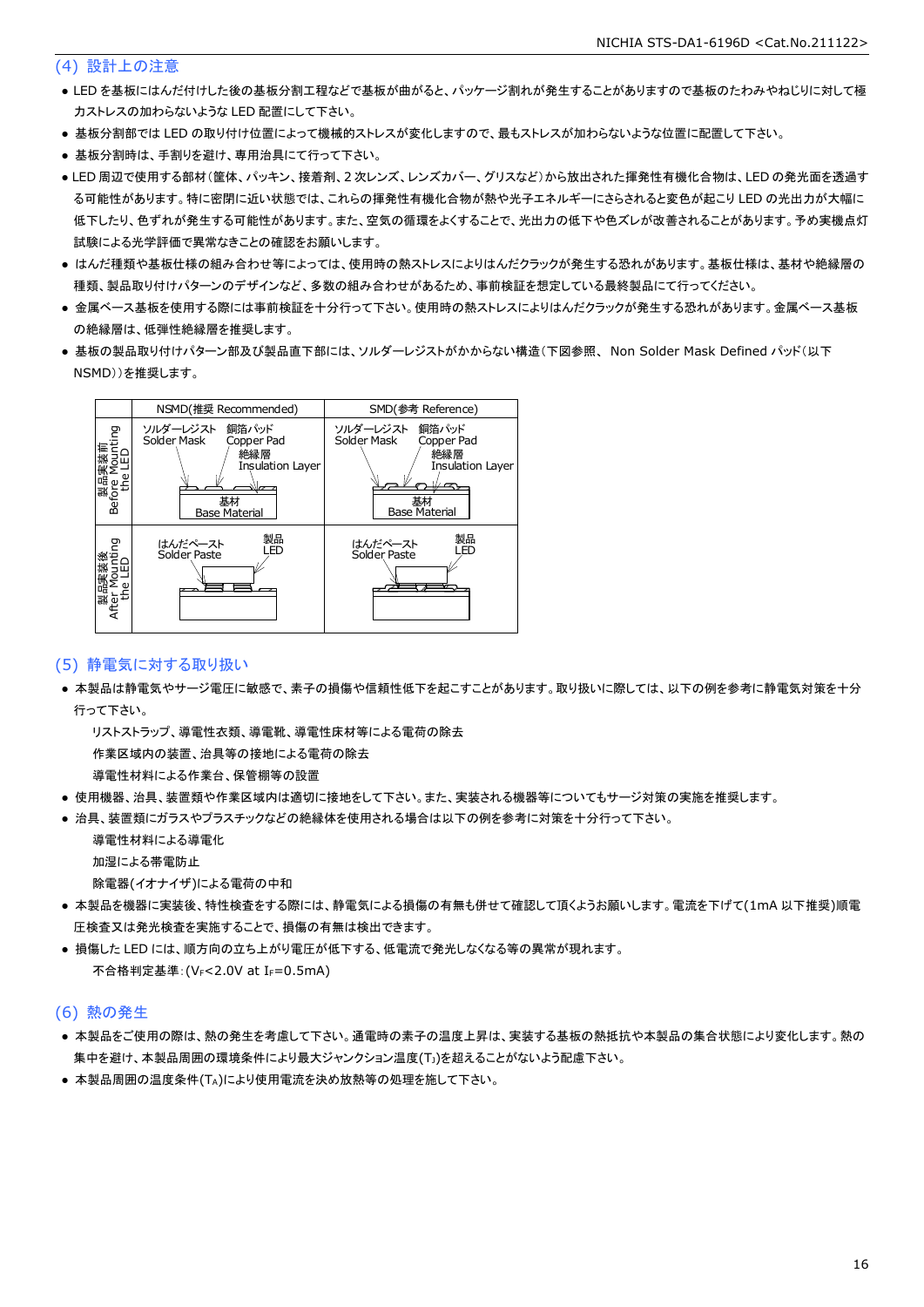## (4) 設計上の注意

- LED を基板にはんだ付けした後の基板分割工程などで基板が曲がると、パッケージ割れが発生することがありますので基板のたわみやねじりに対して極力ストレスの加わらないような LED 配置にして下さい。
- 基板分割部では LED の取り付け位置によって機械的ストレスが変化しますので、最もストレスが加わらないような位置に配置して下さい。
- 基板分割時は、手割りを避け、専用治具にて行って下さい。
- LED 周辺で使用する部材（筐体、パッキン、接着剤、2 次レンズ、レンズカバー、グリスなど）から放出された揮発性有機化合物は、LED の発光面を透過する可能性があります。特に密閉に近い状態では、これらの揮発性有機化合物が熱や光子エネルギーにさらされると変色が起こり LED の光出力が大幅に低下したり、色ずれが発生する可能性があります。また、空気の循環をよくすることで、光出力の低下や色ズレが改善されることがあります。予め実機点灯試験による光学評価で異常なきことの確認をお願いします。
- はんだ種類や基板仕様の組み合わせ等によっては、使用時の熱ストレスによりはんだクラックが発生する恐れがあります。基板仕様は、基材や絶縁層の種類、製品取り付けパターンのデザインなど、多数の組み合わせがあるため、事前検証を想定している最終製品にて行ってください。
- 金属ベース基板を使用する際には事前検証を十分行って下さい。使用時の熱ストレスによりはんだクラックが発生する恐れがあります。金属ベース基板の絶縁層は、低弾性絶縁層を推奨します。
- 基板の製品取り付けパターン部及び製品直下部には、ソルダーレジストがかからない構造（下図参照、 Non Solder Mask Defined パッド（以下 NSMD））を推奨します。

| | NSMD(推奨 Recommended) | SMD(参考 Reference) |
|---|---|---|
| 製品実装前 Before Mounting the LED | ソルダーレジスト Solder Mask / 銅箔パッド Copper Pad / 絶縁層 Insulation Layer / 基材 Base Material | ソルダーレジスト Solder Mask / 銅箔パッド Copper Pad / 絶縁層 Insulation Layer / 基材 Base Material |
| 製品実装後 After Mounting the LED | はんだペースト Solder Paste / 製品 LED | はんだペースト Solder Paste / 製品 LED |

## (5) 静電気に対する取り扱い

- 本製品は静電気やサージ電圧に敏感で、素子の損傷や信頼性低下を起こすことがあります。取り扱いに際しては、以下の例を参考に静電気対策を十分行って下さい。

  リストストラップ、導電性衣類、導電靴、導電性床材等による電荷の除去
  作業区域内の装置、治具等の接地による電荷の除去
  導電性材料による作業台、保管棚等の設置

- 使用機器、治具、装置類や作業区域内は適切に接地をして下さい。また、実装される機器等についてもサージ対策の実施を推奨します。
- 治具、装置類にガラスやプラスチックなどの絶縁体を使用される場合は以下の例を参考に対策を十分行って下さい。

  導電性材料による導電化
  加湿による帯電防止
  除電器(イオナイザ)による電荷の中和

- 本製品を機器に実装後、特性検査をする際には、静電気による損傷の有無も併せて確認して頂くようお願いします。電流を下げて(1mA 以下推奨)順電圧検査又は発光検査を実施することで、損傷の有無は検出できます。
- 損傷した LED には、順方向の立ち上がり電圧が低下する、低電流で発光しなくなる等の異常が現れます。

  不合格判定基準：($V_F$<2.0V at $I_F$=0.5mA)

## (6) 熱の発生

- 本製品をご使用の際は、熱の発生を考慮して下さい。通電時の素子の温度上昇は、実装する基板の熱抵抗や本製品の集合状態により変化します。熱の集中を避け、本製品周囲の環境条件により最大ジャンクション温度($T_J$)を超えることがないよう配慮下さい。
- 本製品周囲の温度条件($T_A$)により使用電流を決め放熱等の処理を施して下さい。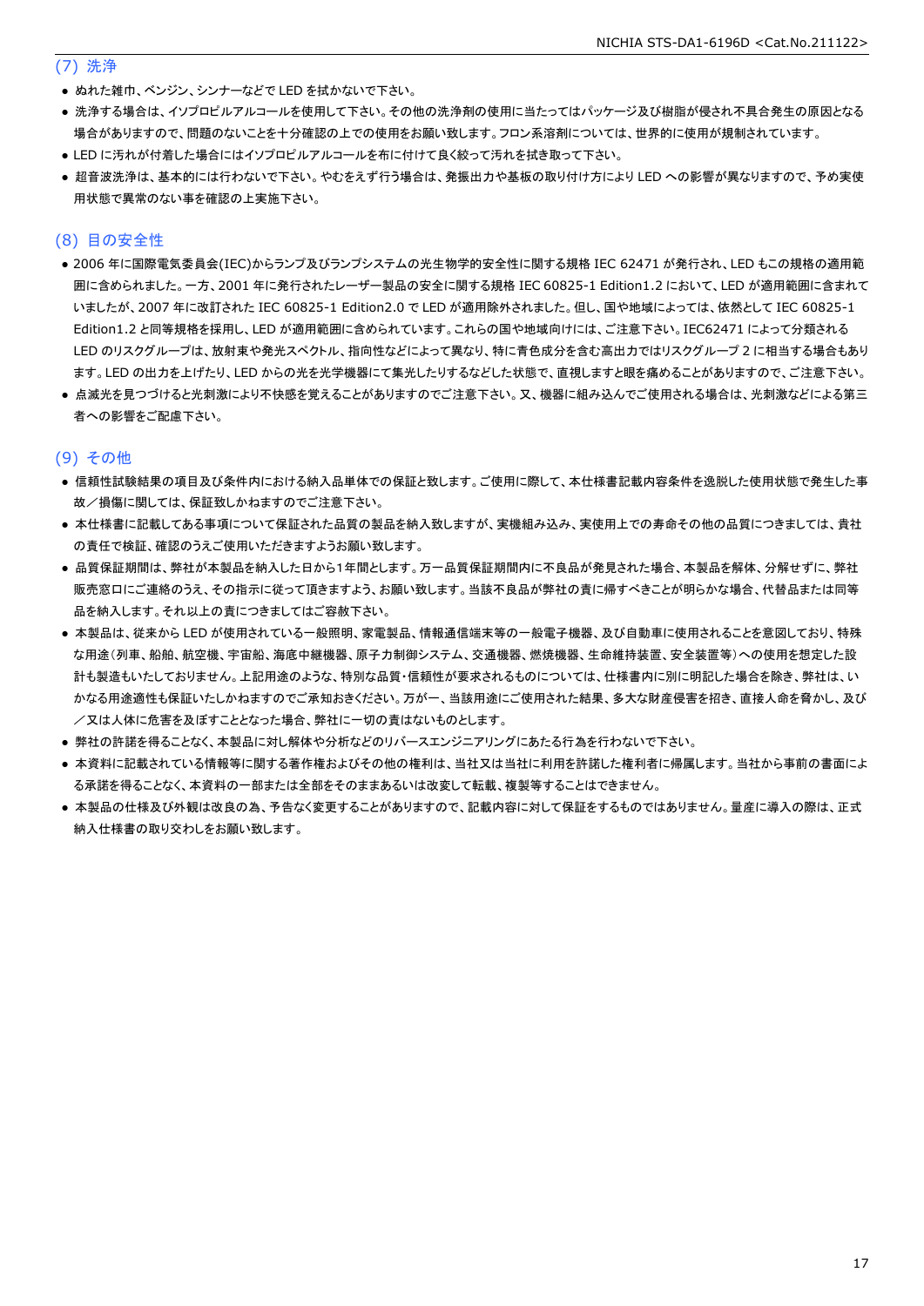## (7) 洗浄

- ぬれた雑巾、ベンジン、シンナーなどで LED を拭かないで下さい。
- 洗浄する場合は、イソプロピルアルコールを使用して下さい。その他の洗浄剤の使用に当たってはパッケージ及び樹脂が侵され不具合発生の原因となる場合がありますので、問題のないことを十分確認の上での使用をお願い致します。フロン系溶剤については、世界的に使用が規制されています。
- LED に汚れが付着した場合にはイソプロピルアルコールを布に付けて良く絞って汚れを拭き取って下さい。
- 超音波洗浄は、基本的には行わないで下さい。やむをえず行う場合は、発振出力や基板の取り付け方により LED への影響が異なりますので、予め実使用状態で異常のない事を確認の上実施下さい。

## (8) 目の安全性

- 2006 年に国際電気委員会(IEC)からランプ及びランプシステムの光生物学的安全性に関する規格 IEC 62471 が発行され、LED もこの規格の適用範囲に含められました。一方、2001 年に発行されたレーザー製品の安全に関する規格 IEC 60825-1 Edition1.2 において、LED が適用範囲に含まれていましたが、2007 年に改訂された IEC 60825-1 Edition2.0 で LED が適用除外されました。但し、国や地域によっては、依然として IEC 60825-1 Edition1.2 と同等規格を採用し、LED が適用範囲に含められています。これらの国や地域向けには、ご注意下さい。IEC62471 によって分類される LED のリスクグループは、放射束や発光スペクトル、指向性などによって異なり、特に青色成分を含む高出力ではリスクグループ 2 に相当する場合もあります。LED の出力を上げたり、LED からの光を光学機器にて集光したりするなどした状態で、直視しますと眼を痛めることがありますので、ご注意下さい。
- 点滅光を見つづけると光刺激により不快感を覚えることがありますのでご注意下さい。又、機器に組み込んでご使用される場合は、光刺激などによる第三者への影響をご配慮下さい。

## (9) その他

- 信頼性試験結果の項目及び条件内における納入品単体での保証と致します。ご使用に際して、本仕様書記載内容条件を逸脱した使用状態で発生した事故／損傷に関しては、保証致しかねますのでご注意下さい。
- 本仕様書に記載してある事項について保証された品質の製品を納入致しますが、実機組み込み、実使用上での寿命その他の品質につきましては、貴社の責任で検証、確認のうえご使用いただきますようお願い致します。
- 品質保証期間は、弊社が本製品を納入した日から1年間とします。万一品質保証期間内に不良品が発見された場合、本製品を解体、分解せずに、弊社販売窓口にご連絡のうえ、その指示に従って頂きますよう、お願い致します。当該不良品が弊社の責に帰すべきことが明らかな場合、代替品または同等品を納入します。それ以上の責につきましてはご容赦下さい。
- 本製品は、従来から LED が使用されている一般照明、家電製品、情報通信端末等の一般電子機器、及び自動車に使用されることを意図しており、特殊な用途(列車、船舶、航空機、宇宙船、海底中継機器、原子力制御システム、交通機器、燃焼機器、生命維持装置、安全装置等)への使用を想定した設計も製造もいたしておりません。上記用途のような、特別な品質･信頼性が要求されるものについては、仕様書内に別に明記した場合を除き、弊社は、いかなる用途適性も保証いたしかねますのでご承知おきください。万が一、当該用途にご使用された結果、多大な財産侵害を招き、直接人命を脅かし、及び／又は人体に危害を及ぼすこととなった場合、弊社に一切の責はないものとします。
- 弊社の許諾を得ることなく、本製品に対し解体や分析などのリバースエンジニアリングにあたる行為を行わないで下さい。
- 本資料に記載されている情報等に関する著作権およびその他の権利は、当社又は当社に利用を許諾した権利者に帰属します。当社から事前の書面による承諾を得ることなく、本資料の一部または全部をそのままあるいは改変して転載、複製等することはできません。
- 本製品の仕様及び外観は改良の為、予告なく変更することがありますので、記載内容に対して保証をするものではありません。量産に導入の際は、正式納入仕様書の取り交わしをお願い致します。